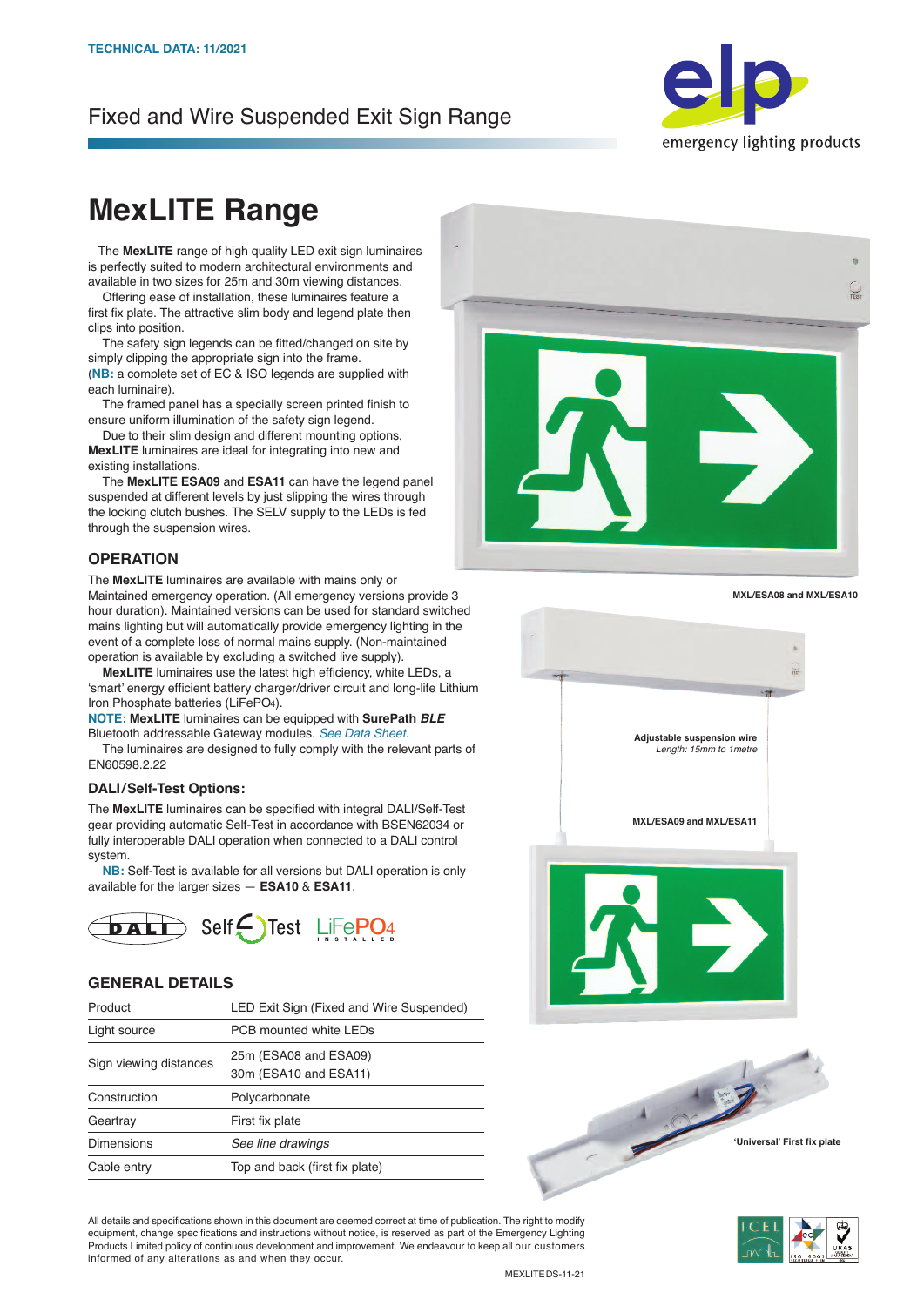TECHNICAL DATA: 11/2021

Fixed and Wire Suspended Exit Sign Range

# MexLITE Range

The **MexLITE** range of high quality LED exit sign luminaires is perfectly suited to modern architectural environments and available in two sizes for 25m and 30m viewing distances.

Offering ease of installation, these luminaires feature a first fix plate. The attractive slim body and legend plate then clips into position.

The safety sign legends can be fitted/changed on site by simply clipping the appropriate sign into the frame. (**NB:** a complete set of EC & ISO legends are supplied with each luminaire).

The framed panel has a specially screen printed finish to ensure uniform illumination of the safety sign legend.

Due to their slim design and different mounting options, **MexLITE** luminaires are ideal for integrating into new and existing installations.

The **MexLITE ESA09** and **ESA11** can have the legend panel suspended at different levels by just slipping the wires through the locking clutch bushes. The SELV supply to the LEDs is fed through the suspension wires.

## OPERATION

The **MexLITE** luminaires are available with mains only or Maintained emergency operation. (All emergency versions provide 3 hour duration). Maintained versions can be used for standard switched mains lighting but will automatically provide emergency lighting in the event of a complete loss of normal mains supply. (Non-maintained operation is available by excluding a switched live supply).

**MexLITE** luminaires use the latest high efficiency, white LEDs, a 'smart' energy efficient battery charger/driver circuit and long-life Lithium Iron Phosphate batteries ($LiFePO_4$).

**NOTE:** **MexLITE** luminaires can be equipped with **SurePath** ***BLE*** Bluetooth addressable Gateway modules. *See Data Sheet.*

The luminaires are designed to fully comply with the relevant parts of EN60598.2.22

### DALI/Self-Test Options:

The **MexLITE** luminaires can be specified with integral DALI/Self-Test gear providing automatic Self-Test in accordance with BSEN62034 or fully interoperable DALI operation when connected to a DALI control system.

**NB:** Self-Test is available for all versions but DALI operation is only available for the larger sizes — **ESA10** & **ESA11**.

DALI   Self Test   LiFePO4 INSTALLED

## GENERAL DETAILS

| Product | LED Exit Sign (Fixed and Wire Suspended) |
|---|---|
| Light source | PCB mounted white LEDs |
| Sign viewing distances | 25m (ESA08 and ESA09)<br>30m (ESA10 and ESA11) |
| Construction | Polycarbonate |
| Geartray | First fix plate |
| Dimensions | *See line drawings* |
| Cable entry | Top and back (first fix plate) |

MXL/ESA08 and MXL/ESA10

Adjustable suspension wire
*Length: 15mm to 1metre*

MXL/ESA09 and MXL/ESA11

'Universal' First fix plate

All details and specifications shown in this document are deemed correct at time of publication. The right to modify equipment, change specifications and instructions without notice, is reserved as part of the Emergency Lighting Products Limited policy of continuous development and improvement. We endeavour to keep all our customers informed of any alterations as and when they occur.

MEXLITEDS-11-21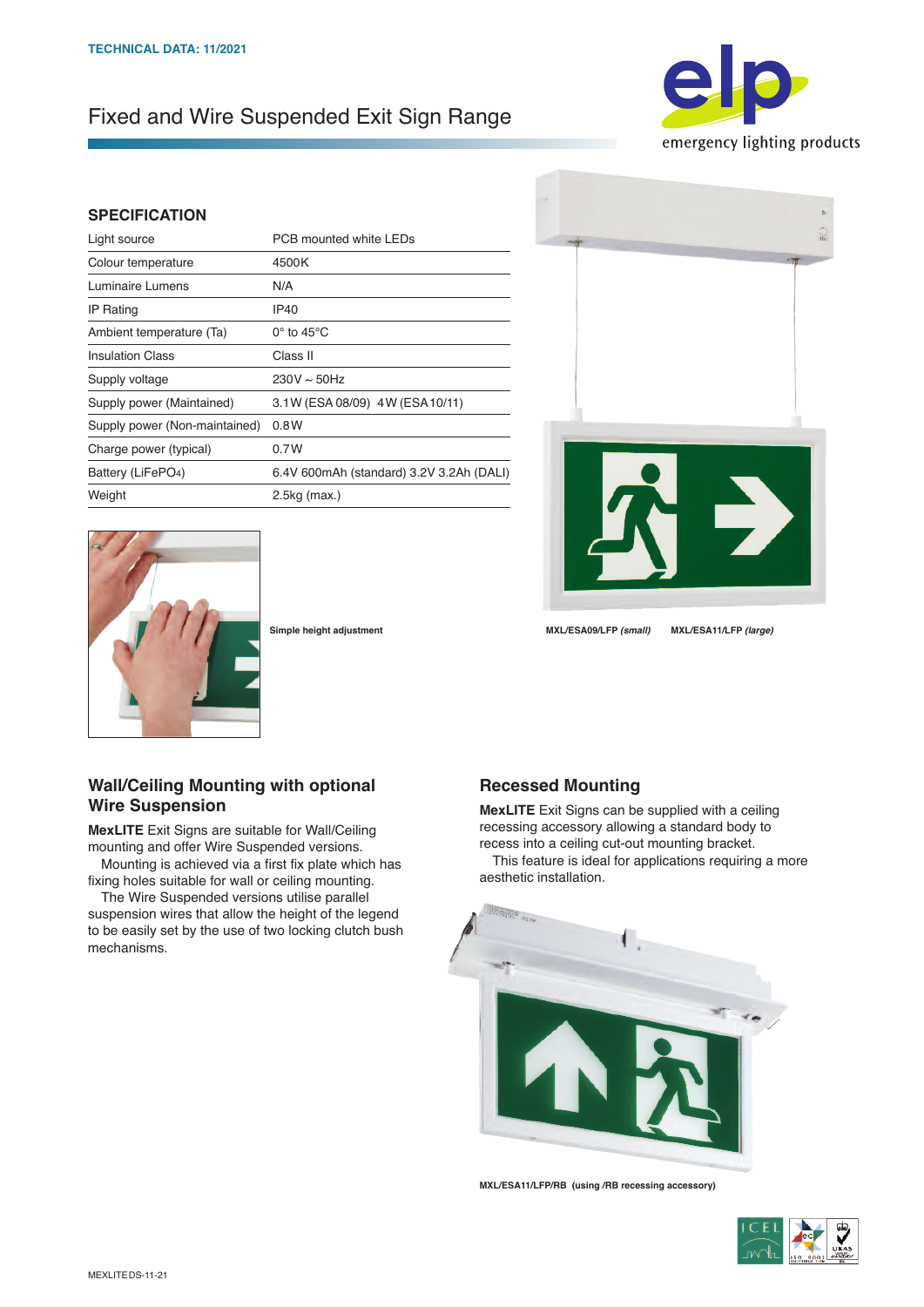TECHNICAL DATA: 11/2021

# Fixed and Wire Suspended Exit Sign Range

## SPECIFICATION

| | |
|---|---|
| Light source | PCB mounted white LEDs |
| Colour temperature | 4500K |
| Luminaire Lumens | N/A |
| IP Rating | IP40 |
| Ambient temperature (Ta) | 0° to 45°C |
| Insulation Class | Class II |
| Supply voltage | 230V ~ 50Hz |
| Supply power (Maintained) | 3.1W (ESA 08/09) 4W (ESA10/11) |
| Supply power (Non-maintained) | 0.8W |
| Charge power (typical) | 0.7W |
| Battery (LiFePO4) | 6.4V 600mAh (standard) 3.2V 3.2Ah (DALI) |
| Weight | 2.5kg (max.) |

Simple height adjustment

MXL/ESA09/LFP *(small)* MXL/ESA11/LFP *(large)*

## Wall/Ceiling Mounting with optional Wire Suspension

**MexLITE** Exit Signs are suitable for Wall/Ceiling mounting and offer Wire Suspended versions.

Mounting is achieved via a first fix plate which has fixing holes suitable for wall or ceiling mounting.

The Wire Suspended versions utilise parallel suspension wires that allow the height of the legend to be easily set by the use of two locking clutch bush mechanisms.

## Recessed Mounting

**MexLITE** Exit Signs can be supplied with a ceiling recessing accessory allowing a standard body to recess into a ceiling cut-out mounting bracket.

This feature is ideal for applications requiring a more aesthetic installation.

MXL/ESA11/LFP/RB (using /RB recessing accessory)

MEXLITEDS-11-21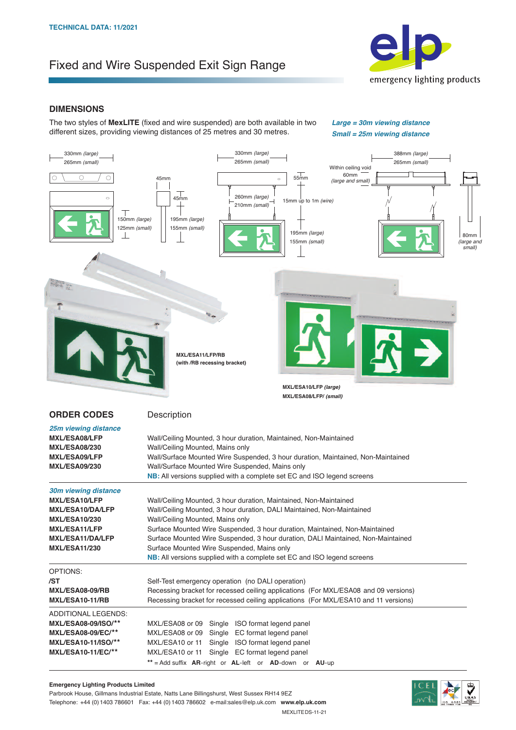TECHNICAL DATA: 11/2021

# Fixed and Wire Suspended Exit Sign Range

## DIMENSIONS

The two styles of **MexLITE** (fixed and wire suspended) are both available in two different sizes, providing viewing distances of 25 metres and 30 metres.

***Large = 30m viewing distance***
***Small = 25m viewing distance***

330mm *(large)*
265mm *(small)*
45mm
45mm
150mm *(large)*
125mm *(small)*
195mm *(large)*
155mm *(small)*
330mm *(large)*
265mm *(small)*
55mm
260mm *(large)*
210mm *(small)*
15mm up to 1m *(wire)*
195mm *(large)*
155mm *(small)*
Within ceiling void
60mm
*(large and small)*
388mm *(large)*
265mm *(small)*
80mm
*(large and small)*

**MXL/ESA11/LFP/RB**
**(with /RB recessing bracket)**

**MXL/ESA10/LFP** ***(large)***
**MXL/ESA08/LFP/** ***(small)***

## ORDER CODES

| ORDER CODES | Description |
|---|---|
| ***25m viewing distance*** | |
| **MXL/ESA08/LFP** | Wall/Ceiling Mounted, 3 hour duration, Maintained, Non-Maintained |
| **MXL/ESA08/230** | Wall/Ceiling Mounted, Mains only |
| **MXL/ESA09/LFP** | Wall/Surface Mounted Wire Suspended, 3 hour duration, Maintained, Non-Maintained |
| **MXL/ESA09/230** | Wall/Surface Mounted Wire Suspended, Mains only |
| | **NB:** All versions supplied with a complete set EC and ISO legend screens |
| ***30m viewing distance*** | |
| **MXL/ESA10/LFP** | Wall/Ceiling Mounted, 3 hour duration, Maintained, Non-Maintained |
| **MXL/ESA10/DA/LFP** | Wall/Ceiling Mounted, 3 hour duration, DALI Maintained, Non-Maintained |
| **MXL/ESA10/230** | Wall/Ceiling Mounted, Mains only |
| **MXL/ESA11/LFP** | Surface Mounted Wire Suspended, 3 hour duration, Maintained, Non-Maintained |
| **MXL/ESA11/DA/LFP** | Surface Mounted Wire Suspended, 3 hour duration, DALI Maintained, Non-Maintained |
| **MXL/ESA11/230** | Surface Mounted Wire Suspended, Mains only |
| | **NB:** All versions supplied with a complete set EC and ISO legend screens |
| OPTIONS: | |
| **/ST** | Self-Test emergency operation (no DALI operation) |
| **MXL/ESA08-09/RB** | Recessing bracket for recessed ceiling applications (For MXL/ESA08 and 09 versions) |
| **MXL/ESA10-11/RB** | Recessing bracket for recessed ceiling applications (For MXL/ESA10 and 11 versions) |
| ADDITIONAL LEGENDS: | |
| **MXL/ESA08-09/ISO/\*\*** | MXL/ESA08 or 09 Single ISO format legend panel |
| **MXL/ESA08-09/EC/\*\*** | MXL/ESA08 or 09 Single EC format legend panel |
| **MXL/ESA10-11/ISO/\*\*** | MXL/ESA10 or 11 Single ISO format legend panel |
| **MXL/ESA10-11/EC/\*\*** | MXL/ESA10 or 11 Single EC format legend panel |
| | **\*\*** = Add suffix **AR**-right or **AL**-left or **AD**-down or **AU**-up |

**Emergency Lighting Products Limited**
Parbrook House, Gillmans Industrial Estate, Natts Lane Billingshurst, West Sussex RH14 9EZ
Telephone: +44 (0) 1403 786601 Fax: +44 (0) 1403 786602 e-mail:sales@elp.uk.com **www.elp.uk.com**

MEXLITE DS-11-21